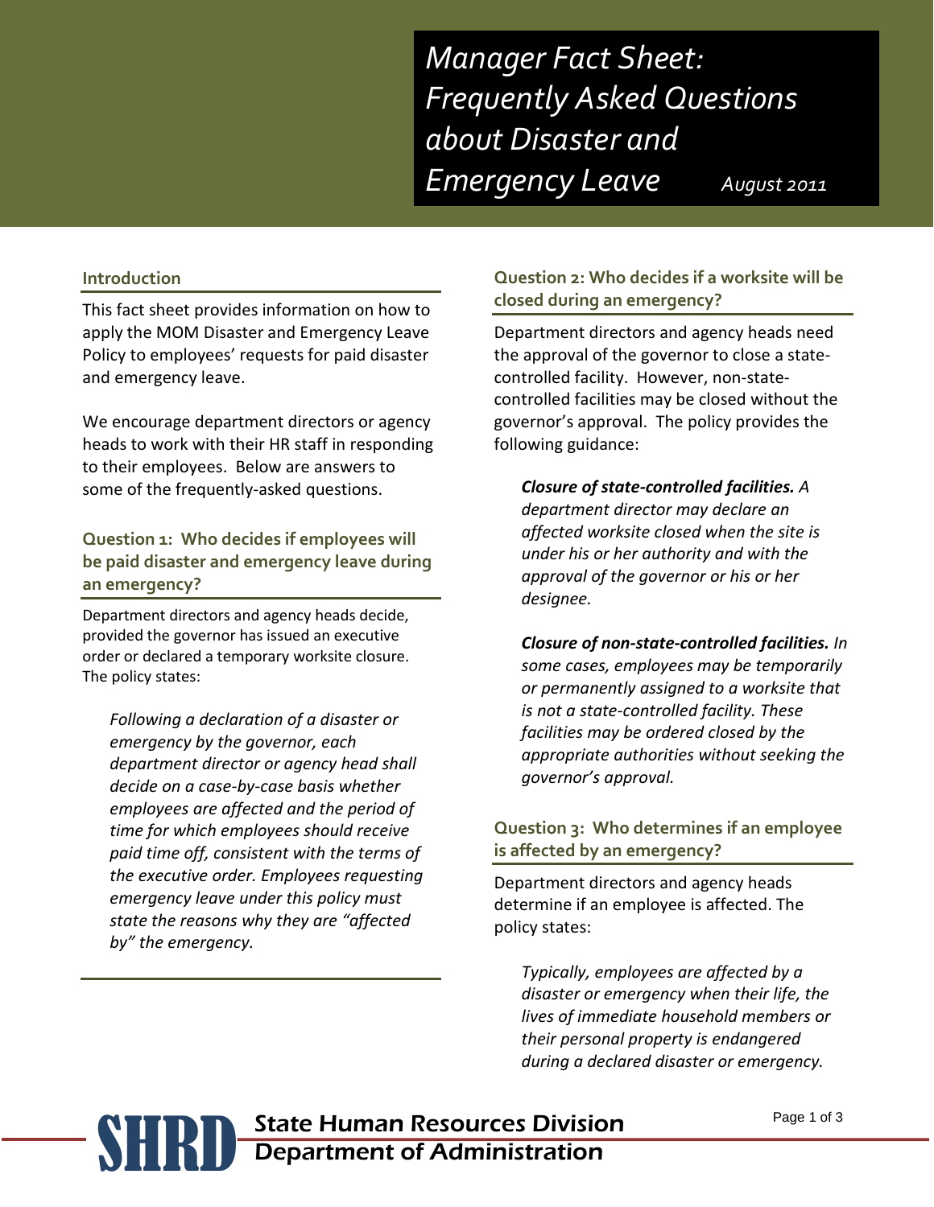# Manager Fact Sheet: Frequently Asked Questions about Disaster and Emergency Leave

August 2011

## Introduction

This fact sheet provides information on how to apply the MOM Disaster and Emergency Leave Policy to employees' requests for paid disaster and emergency leave.

We encourage department directors or agency heads to work with their HR staff in responding to their employees. Below are answers to some of the frequently-asked questions.

## Question 1: Who decides if employees will be paid disaster and emergency leave during an emergency?

Department directors and agency heads decide, provided the governor has issued an executive order or declared a temporary worksite closure. The policy states:

> *Following a declaration of a disaster or emergency by the governor, each department director or agency head shall decide on a case-by-case basis whether employees are affected and the period of time for which employees should receive paid time off, consistent with the terms of the executive order. Employees requesting emergency leave under this policy must state the reasons why they are "affected by" the emergency.*

## Question 2: Who decides if a worksite will be closed during an emergency?

Department directors and agency heads need the approval of the governor to close a state-controlled facility. However, non-state-controlled facilities may be closed without the governor's approval. The policy provides the following guidance:

> ***Closure of state-controlled facilities.*** *A department director may declare an affected worksite closed when the site is under his or her authority and with the approval of the governor or his or her designee.*
>
> ***Closure of non-state-controlled facilities.*** *In some cases, employees may be temporarily or permanently assigned to a worksite that is not a state-controlled facility. These facilities may be ordered closed by the appropriate authorities without seeking the governor's approval.*

## Question 3: Who determines if an employee is affected by an emergency?

Department directors and agency heads determine if an employee is affected. The policy states:

> *Typically, employees are affected by a disaster or emergency when their life, the lives of immediate household members or their personal property is endangered during a declared disaster or emergency.*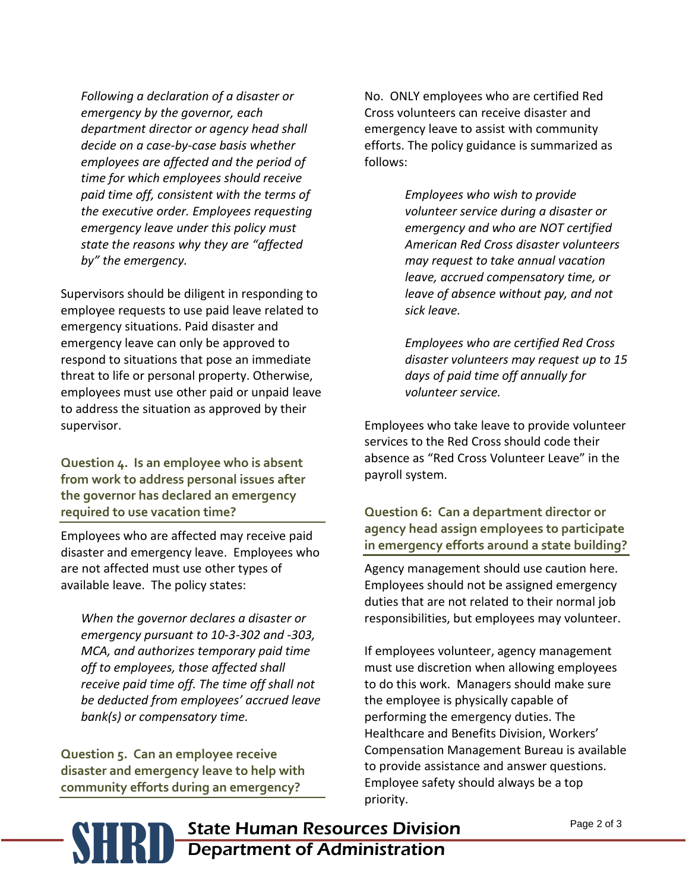*Following a declaration of a disaster or emergency by the governor, each department director or agency head shall decide on a case-by-case basis whether employees are affected and the period of time for which employees should receive paid time off, consistent with the terms of the executive order. Employees requesting emergency leave under this policy must state the reasons why they are "affected by" the emergency.*

Supervisors should be diligent in responding to employee requests to use paid leave related to emergency situations. Paid disaster and emergency leave can only be approved to respond to situations that pose an immediate threat to life or personal property. Otherwise, employees must use other paid or unpaid leave to address the situation as approved by their supervisor.

### Question 4. Is an employee who is absent from work to address personal issues after the governor has declared an emergency required to use vacation time?

Employees who are affected may receive paid disaster and emergency leave. Employees who are not affected must use other types of available leave. The policy states:

*When the governor declares a disaster or emergency pursuant to 10-3-302 and -303, MCA, and authorizes temporary paid time off to employees, those affected shall receive paid time off. The time off shall not be deducted from employees' accrued leave bank(s) or compensatory time.*

### Question 5. Can an employee receive disaster and emergency leave to help with community efforts during an emergency?

No. ONLY employees who are certified Red Cross volunteers can receive disaster and emergency leave to assist with community efforts. The policy guidance is summarized as follows:

> *Employees who wish to provide volunteer service during a disaster or emergency and who are NOT certified American Red Cross disaster volunteers may request to take annual vacation leave, accrued compensatory time, or leave of absence without pay, and not sick leave.*
>
> *Employees who are certified Red Cross disaster volunteers may request up to 15 days of paid time off annually for volunteer service.*

Employees who take leave to provide volunteer services to the Red Cross should code their absence as "Red Cross Volunteer Leave" in the payroll system.

### Question 6: Can a department director or agency head assign employees to participate in emergency efforts around a state building?

Agency management should use caution here. Employees should not be assigned emergency duties that are not related to their normal job responsibilities, but employees may volunteer.

If employees volunteer, agency management must use discretion when allowing employees to do this work. Managers should make sure the employee is physically capable of performing the emergency duties. The Healthcare and Benefits Division, Workers' Compensation Management Bureau is available to provide assistance and answer questions. Employee safety should always be a top priority.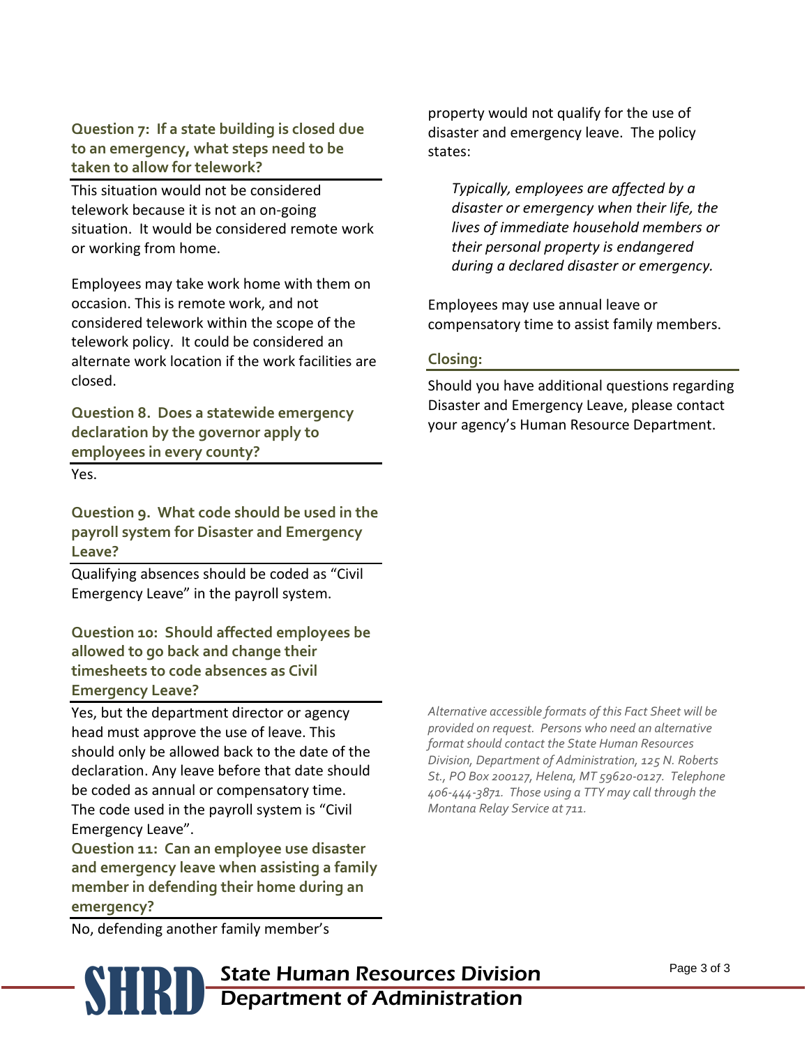### Question 7: If a state building is closed due to an emergency, what steps need to be taken to allow for telework?

This situation would not be considered telework because it is not an on-going situation. It would be considered remote work or working from home.

Employees may take work home with them on occasion. This is remote work, and not considered telework within the scope of the telework policy. It could be considered an alternate work location if the work facilities are closed.

### Question 8. Does a statewide emergency declaration by the governor apply to employees in every county?

Yes.

### Question 9. What code should be used in the payroll system for Disaster and Emergency Leave?

Qualifying absences should be coded as "Civil Emergency Leave" in the payroll system.

### Question 10: Should affected employees be allowed to go back and change their timesheets to code absences as Civil Emergency Leave?

Yes, but the department director or agency head must approve the use of leave. This should only be allowed back to the date of the declaration. Any leave before that date should be coded as annual or compensatory time. The code used in the payroll system is "Civil Emergency Leave".

### Question 11: Can an employee use disaster and emergency leave when assisting a family member in defending their home during an emergency?

No, defending another family member's property would not qualify for the use of disaster and emergency leave. The policy states:

> *Typically, employees are affected by a disaster or emergency when their life, the lives of immediate household members or their personal property is endangered during a declared disaster or emergency.*

Employees may use annual leave or compensatory time to assist family members.

### Closing:

Should you have additional questions regarding Disaster and Emergency Leave, please contact your agency's Human Resource Department.

*Alternative accessible formats of this Fact Sheet will be provided on request. Persons who need an alternative format should contact the State Human Resources Division, Department of Administration, 125 N. Roberts St., PO Box 200127, Helena, MT 59620-0127. Telephone 406-444-3871. Those using a TTY may call through the Montana Relay Service at 711.*

SHRD State Human Resources Division
Department of Administration